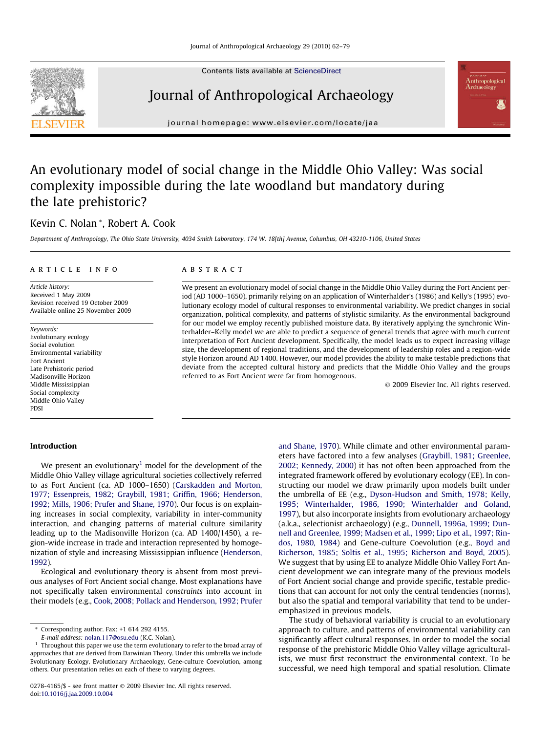# An evolutionary model of social change in the Middle Ohio Valley: Was social complexity impossible during the late woodland but mandatory during the late prehistoric?

Kevin C. Nolan *, Robert A. Cook

*Department of Anthropology, The Ohio State University, 4034 Smith Laboratory, 174 W. 18[th] Avenue, Columbus, OH 43210-1106, United States*

## ARTICLE INFO

*Article history:*
Received 1 May 2009
Revision received 19 October 2009
Available online 25 November 2009

*Keywords:*
Evolutionary ecology
Social evolution
Environmental variability
Fort Ancient
Late Prehistoric period
Madisonville Horizon
Middle Mississippian
Social complexity
Middle Ohio Valley
PDSI

## ABSTRACT

We present an evolutionary model of social change in the Middle Ohio Valley during the Fort Ancient period (AD 1000–1650), primarily relying on an application of Winterhalder's (1986) and Kelly's (1995) evolutionary ecology model of cultural responses to environmental variability. We predict changes in social organization, political complexity, and patterns of stylistic similarity. As the environmental background for our model we employ recently published moisture data. By iteratively applying the synchronic Winterhalder–Kelly model we are able to predict a sequence of general trends that agree with much current interpretation of Fort Ancient development. Specifically, the model leads us to expect increasing village size, the development of regional traditions, and the development of leadership roles and a region-wide style Horizon around AD 1400. However, our model provides the ability to make testable predictions that deviate from the accepted cultural history and predicts that the Middle Ohio Valley and the groups referred to as Fort Ancient were far from homogenous.

© 2009 Elsevier Inc. All rights reserved.

## Introduction

We present an evolutionary[1] model for the development of the Middle Ohio Valley village agricultural societies collectively referred to as Fort Ancient (ca. AD 1000–1650) (Carskadden and Morton, 1977; Essenpreis, 1982; Graybill, 1981; Griffin, 1966; Henderson, 1992; Mills, 1906; Prufer and Shane, 1970). Our focus is on explaining increases in social complexity, variability in inter-community interaction, and changing patterns of material culture similarity leading up to the Madisonville Horizon (ca. AD 1400/1450), a region-wide increase in trade and interaction represented by homogenization of style and increasing Mississippian influence (Henderson, 1992).

Ecological and evolutionary theory is absent from most previous analyses of Fort Ancient social change. Most explanations have not specifically taken environmental *constraints* into account in their models (e.g., Cook, 2008; Pollack and Henderson, 1992; Prufer and Shane, 1970). While climate and other environmental parameters have factored into a few analyses (Graybill, 1981; Greenlee, 2002; Kennedy, 2000) it has not often been approached from the integrated framework offered by evolutionary ecology (EE). In constructing our model we draw primarily upon models built under the umbrella of EE (e.g., Dyson-Hudson and Smith, 1978; Kelly, 1995; Winterhalder, 1986, 1990; Winterhalder and Goland, 1997), but also incorporate insights from evolutionary archaeology (a.k.a., selectionist archaeology) (e.g., Dunnell, 1996a, 1999; Dunnell and Greenlee, 1999; Madsen et al., 1999; Lipo et al., 1997; Rindos, 1980, 1984) and Gene-culture Coevolution (e.g., Boyd and Richerson, 1985; Soltis et al., 1995; Richerson and Boyd, 2005). We suggest that by using EE to analyze Middle Ohio Valley Fort Ancient development we can integrate many of the previous models of Fort Ancient social change and provide specific, testable predictions that can account for not only the central tendencies (norms), but also the spatial and temporal variability that tend to be underemphasized in previous models.

The study of behavioral variability is crucial to an evolutionary approach to culture, and patterns of environmental variability can significantly affect cultural responses. In order to model the social response of the prehistoric Middle Ohio Valley village agriculturalists, we must first reconstruct the environmental context. To be successful, we need high temporal and spatial resolution. Climate

---

* Corresponding author. Fax: +1 614 292 4155.
E-mail address: nolan.117@osu.edu (K.C. Nolan).

[1] Throughout this paper we use the term evolutionary to refer to the broad array of approaches that are derived from Darwinian Theory. Under this umbrella we include Evolutionary Ecology, Evolutionary Archaeology, Gene-culture Coevolution, among others. Our presentation relies on each of these to varying degrees.

0278-4165/$ - see front matter © 2009 Elsevier Inc. All rights reserved.
doi:10.1016/j.jaa.2009.10.004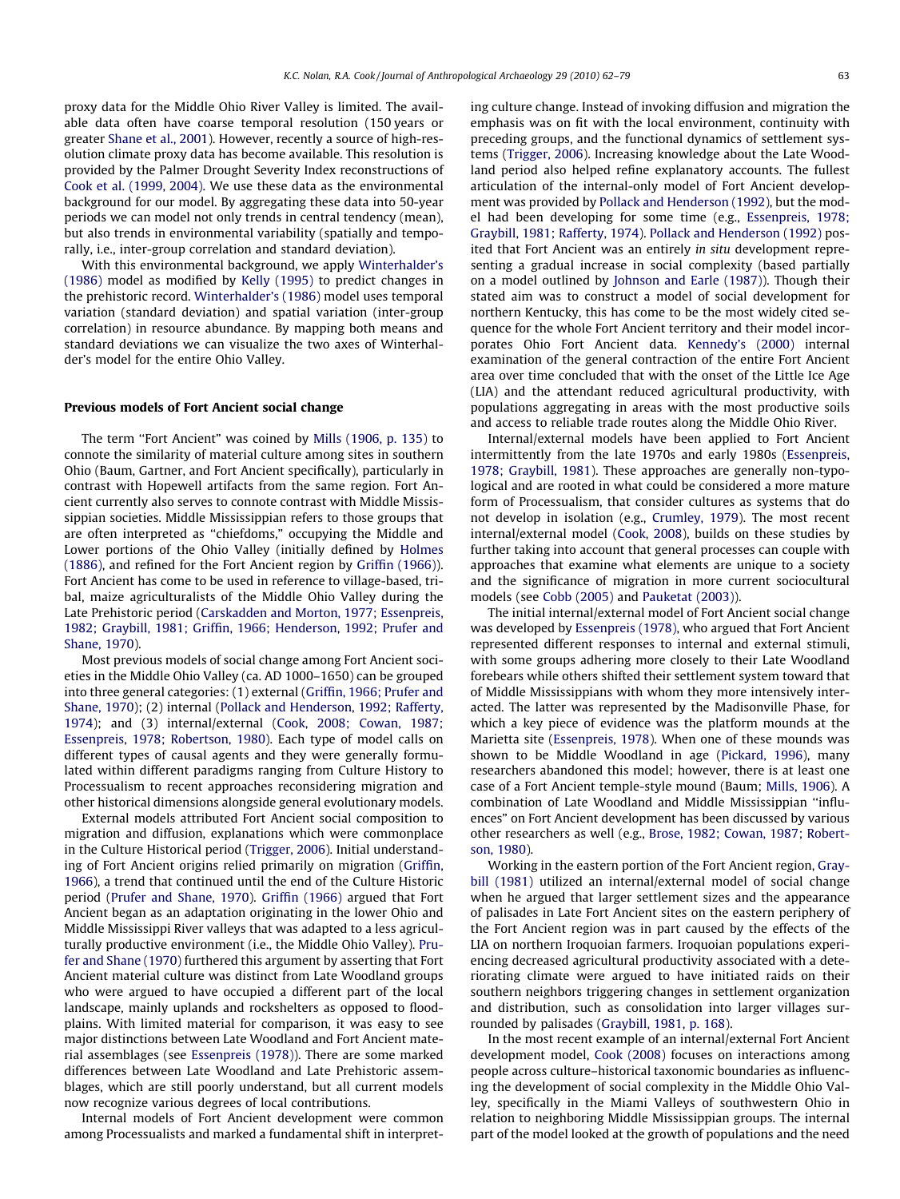proxy data for the Middle Ohio River Valley is limited. The available data often have coarse temporal resolution (150 years or greater Shane et al., 2001). However, recently a source of high-resolution climate proxy data has become available. This resolution is provided by the Palmer Drought Severity Index reconstructions of Cook et al. (1999, 2004). We use these data as the environmental background for our model. By aggregating these data into 50-year periods we can model not only trends in central tendency (mean), but also trends in environmental variability (spatially and temporally, i.e., inter-group correlation and standard deviation).

With this environmental background, we apply Winterhalder's (1986) model as modified by Kelly (1995) to predict changes in the prehistoric record. Winterhalder's (1986) model uses temporal variation (standard deviation) and spatial variation (inter-group correlation) in resource abundance. By mapping both means and standard deviations we can visualize the two axes of Winterhalder's model for the entire Ohio Valley.

## Previous models of Fort Ancient social change

The term "Fort Ancient" was coined by Mills (1906, p. 135) to connote the similarity of material culture among sites in southern Ohio (Baum, Gartner, and Fort Ancient specifically), particularly in contrast with Hopewell artifacts from the same region. Fort Ancient currently also serves to connote contrast with Middle Mississippian societies. Middle Mississippian refers to those groups that are often interpreted as "chiefdoms," occupying the Middle and Lower portions of the Ohio Valley (initially defined by Holmes (1886), and refined for the Fort Ancient region by Griffin (1966)). Fort Ancient has come to be used in reference to village-based, tribal, maize agriculturalists of the Middle Ohio Valley during the Late Prehistoric period (Carskadden and Morton, 1977; Essenpreis, 1982; Graybill, 1981; Griffin, 1966; Henderson, 1992; Prufer and Shane, 1970).

Most previous models of social change among Fort Ancient societies in the Middle Ohio Valley (ca. AD 1000–1650) can be grouped into three general categories: (1) external (Griffin, 1966; Prufer and Shane, 1970); (2) internal (Pollack and Henderson, 1992; Rafferty, 1974); and (3) internal/external (Cook, 2008; Cowan, 1987; Essenpreis, 1978; Robertson, 1980). Each type of model calls on different types of causal agents and they were generally formulated within different paradigms ranging from Culture History to Processualism to recent approaches reconsidering migration and other historical dimensions alongside general evolutionary models.

External models attributed Fort Ancient social composition to migration and diffusion, explanations which were commonplace in the Culture Historical period (Trigger, 2006). Initial understanding of Fort Ancient origins relied primarily on migration (Griffin, 1966), a trend that continued until the end of the Culture Historic period (Prufer and Shane, 1970). Griffin (1966) argued that Fort Ancient began as an adaptation originating in the lower Ohio and Middle Mississippi River valleys that was adapted to a less agriculturally productive environment (i.e., the Middle Ohio Valley). Prufer and Shane (1970) furthered this argument by asserting that Fort Ancient material culture was distinct from Late Woodland groups who were argued to have occupied a different part of the local landscape, mainly uplands and rockshelters as opposed to floodplains. With limited material for comparison, it was easy to see major distinctions between Late Woodland and Fort Ancient material assemblages (see Essenpreis (1978)). There are some marked differences between Late Woodland and Late Prehistoric assemblages, which are still poorly understand, but all current models now recognize various degrees of local contributions.

Internal models of Fort Ancient development were common among Processualists and marked a fundamental shift in interpreting culture change. Instead of invoking diffusion and migration the emphasis was on fit with the local environment, continuity with preceding groups, and the functional dynamics of settlement systems (Trigger, 2006). Increasing knowledge about the Late Woodland period also helped refine explanatory accounts. The fullest articulation of the internal-only model of Fort Ancient development was provided by Pollack and Henderson (1992), but the model had been developing for some time (e.g., Essenpreis, 1978; Graybill, 1981; Rafferty, 1974). Pollack and Henderson (1992) posited that Fort Ancient was an entirely *in situ* development representing a gradual increase in social complexity (based partially on a model outlined by Johnson and Earle (1987)). Though their stated aim was to construct a model of social development for northern Kentucky, this has come to be the most widely cited sequence for the whole Fort Ancient territory and their model incorporates Ohio Fort Ancient data. Kennedy's (2000) internal examination of the general contraction of the entire Fort Ancient area over time concluded that with the onset of the Little Ice Age (LIA) and the attendant reduced agricultural productivity, with populations aggregating in areas with the most productive soils and access to reliable trade routes along the Middle Ohio River.

Internal/external models have been applied to Fort Ancient intermittently from the late 1970s and early 1980s (Essenpreis, 1978; Graybill, 1981). These approaches are generally non-typological and are rooted in what could be considered a more mature form of Processualism, that consider cultures as systems that do not develop in isolation (e.g., Crumley, 1979). The most recent internal/external model (Cook, 2008), builds on these studies by further taking into account that general processes can couple with approaches that examine what elements are unique to a society and the significance of migration in more current sociocultural models (see Cobb (2005) and Pauketat (2003)).

The initial internal/external model of Fort Ancient social change was developed by Essenpreis (1978), who argued that Fort Ancient represented different responses to internal and external stimuli, with some groups adhering more closely to their Late Woodland forebears while others shifted their settlement system toward that of Middle Mississippians with whom they more intensively interacted. The latter was represented by the Madisonville Phase, for which a key piece of evidence was the platform mounds at the Marietta site (Essenpreis, 1978). When one of these mounds was shown to be Middle Woodland in age (Pickard, 1996), many researchers abandoned this model; however, there is at least one case of a Fort Ancient temple-style mound (Baum; Mills, 1906). A combination of Late Woodland and Middle Mississippian "influences" on Fort Ancient development has been discussed by various other researchers as well (e.g., Brose, 1982; Cowan, 1987; Robertson, 1980).

Working in the eastern portion of the Fort Ancient region, Graybill (1981) utilized an internal/external model of social change when he argued that larger settlement sizes and the appearance of palisades in Late Fort Ancient sites on the eastern periphery of the Fort Ancient region was in part caused by the effects of the LIA on northern Iroquoian farmers. Iroquoian populations experiencing decreased agricultural productivity associated with a deteriorating climate were argued to have initiated raids on their southern neighbors triggering changes in settlement organization and distribution, such as consolidation into larger villages surrounded by palisades (Graybill, 1981, p. 168).

In the most recent example of an internal/external Fort Ancient development model, Cook (2008) focuses on interactions among people across culture–historical taxonomic boundaries as influencing the development of social complexity in the Middle Ohio Valley, specifically in the Miami Valleys of southwestern Ohio in relation to neighboring Middle Mississippian groups. The internal part of the model looked at the growth of populations and the need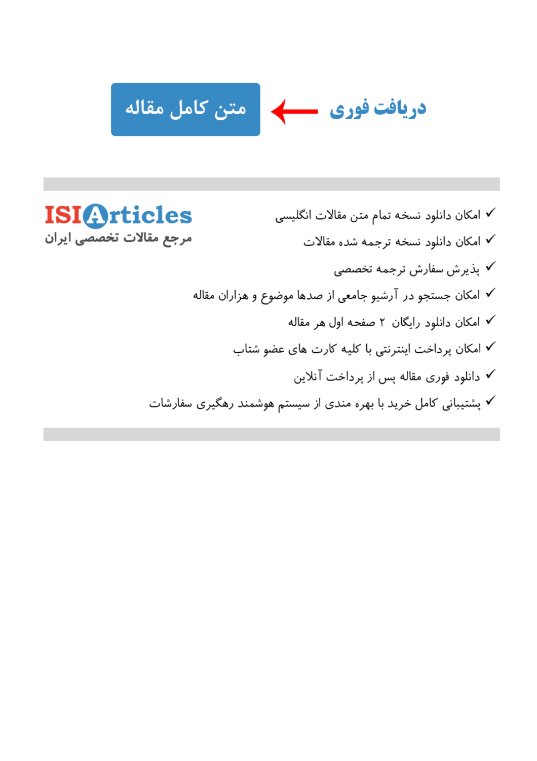دریافت فوری ← متن کامل مقاله

ISIArticles
مرجع مقالات تخصصی ایران

- ✓ امکان دانلود نسخه تمام متن مقالات انگلیسی
- ✓ امکان دانلود نسخه ترجمه شده مقالات
- ✓ پذیرش سفارش ترجمه تخصصی
- ✓ امکان جستجو در آرشیو جامعی از صدها موضوع و هزاران مقاله
- ✓ امکان دانلود رایگان ۲ صفحه اول هر مقاله
- ✓ امکان پرداخت اینترنتی با کلیه کارت های عضو شتاب
- ✓ دانلود فوری مقاله پس از پرداخت آنلاین
- ✓ پشتیبانی کامل خرید با بهره مندی از سیستم هوشمند رهگیری سفارشات